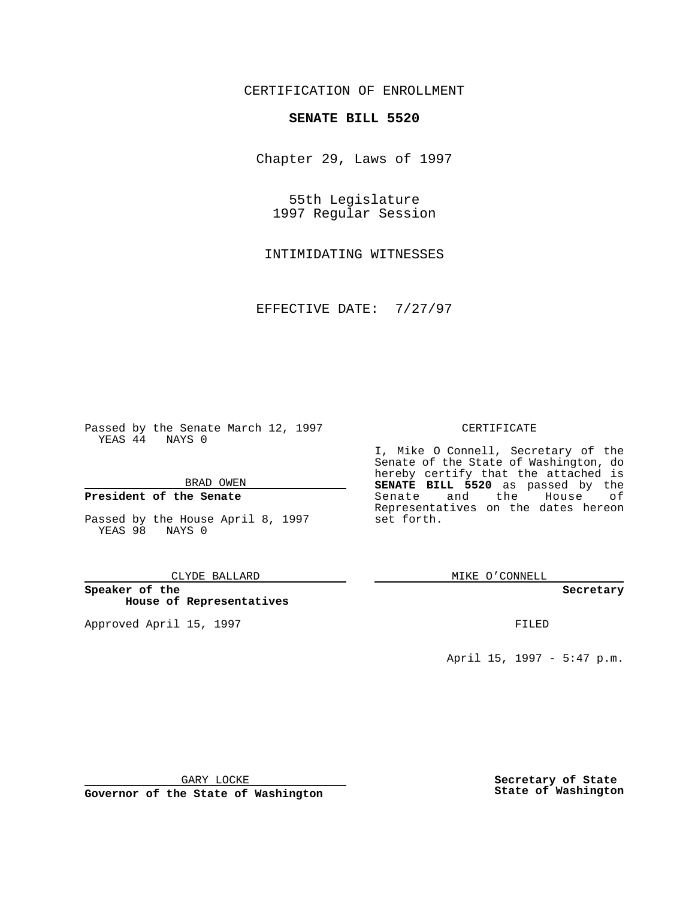CERTIFICATION OF ENROLLMENT

**SENATE BILL 5520**

Chapter 29, Laws of 1997

55th Legislature
1997 Regular Session

INTIMIDATING WITNESSES

EFFECTIVE DATE: 7/27/97

Passed by the Senate March 12, 1997
YEAS 44 NAYS 0

BRAD OWEN

**President of the Senate**

Passed by the House April 8, 1997
YEAS 98 NAYS 0

CLYDE BALLARD

**Speaker of the House of Representatives**

Approved April 15, 1997

GARY LOCKE

**Governor of the State of Washington**

CERTIFICATE

I, Mike O Connell, Secretary of the Senate of the State of Washington, do hereby certify that the attached is **SENATE BILL 5520** as passed by the Senate and the House of Representatives on the dates hereon set forth.

MIKE O'CONNELL

**Secretary**

FILED

April 15, 1997 - 5:47 p.m.

**Secretary of State**
**State of Washington**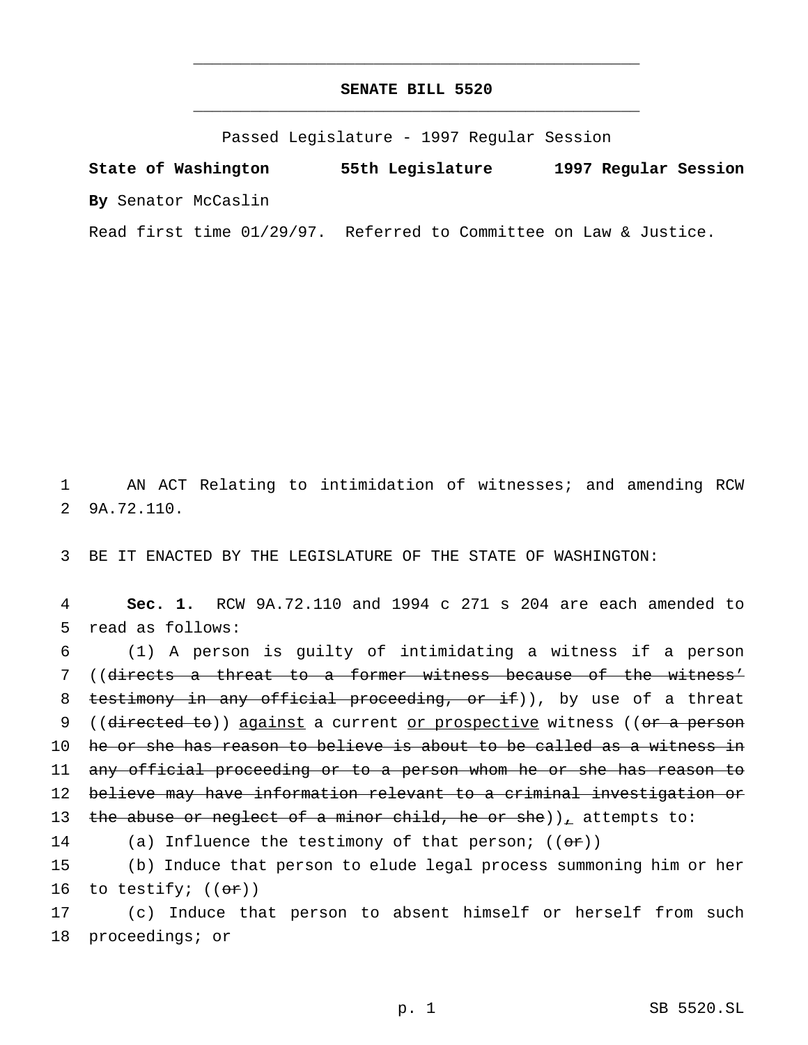# SENATE BILL 5520

Passed Legislature - 1997 Regular Session

**State of Washington 55th Legislature 1997 Regular Session**

**By** Senator McCaslin

Read first time 01/29/97. Referred to Committee on Law & Justice.

1 AN ACT Relating to intimidation of witnesses; and amending RCW
2 9A.72.110.

3 BE IT ENACTED BY THE LEGISLATURE OF THE STATE OF WASHINGTON:

4 **Sec. 1.** RCW 9A.72.110 and 1994 c 271 s 204 are each amended to
5 read as follows:

6 (1) A person is guilty of intimidating a witness if a person
7 ((~~directs a threat to a former witness because of the witness'~~
8 ~~testimony in any official proceeding, or if~~)), by use of a threat
9 ((~~directed to~~)) <u>against</u> a current <u>or prospective</u> witness ((~~or a person~~
10 ~~he or she has reason to believe is about to be called as a witness in~~
11 ~~any official proceeding or to a person whom he or she has reason to~~
12 ~~believe may have information relevant to a criminal investigation or~~
13 ~~the abuse or neglect of a minor child, he or she~~))<u>,</u> attempts to:

14 (a) Influence the testimony of that person; ((~~or~~))

15 (b) Induce that person to elude legal process summoning him or her
16 to testify; ((~~or~~))

17 (c) Induce that person to absent himself or herself from such
18 proceedings; or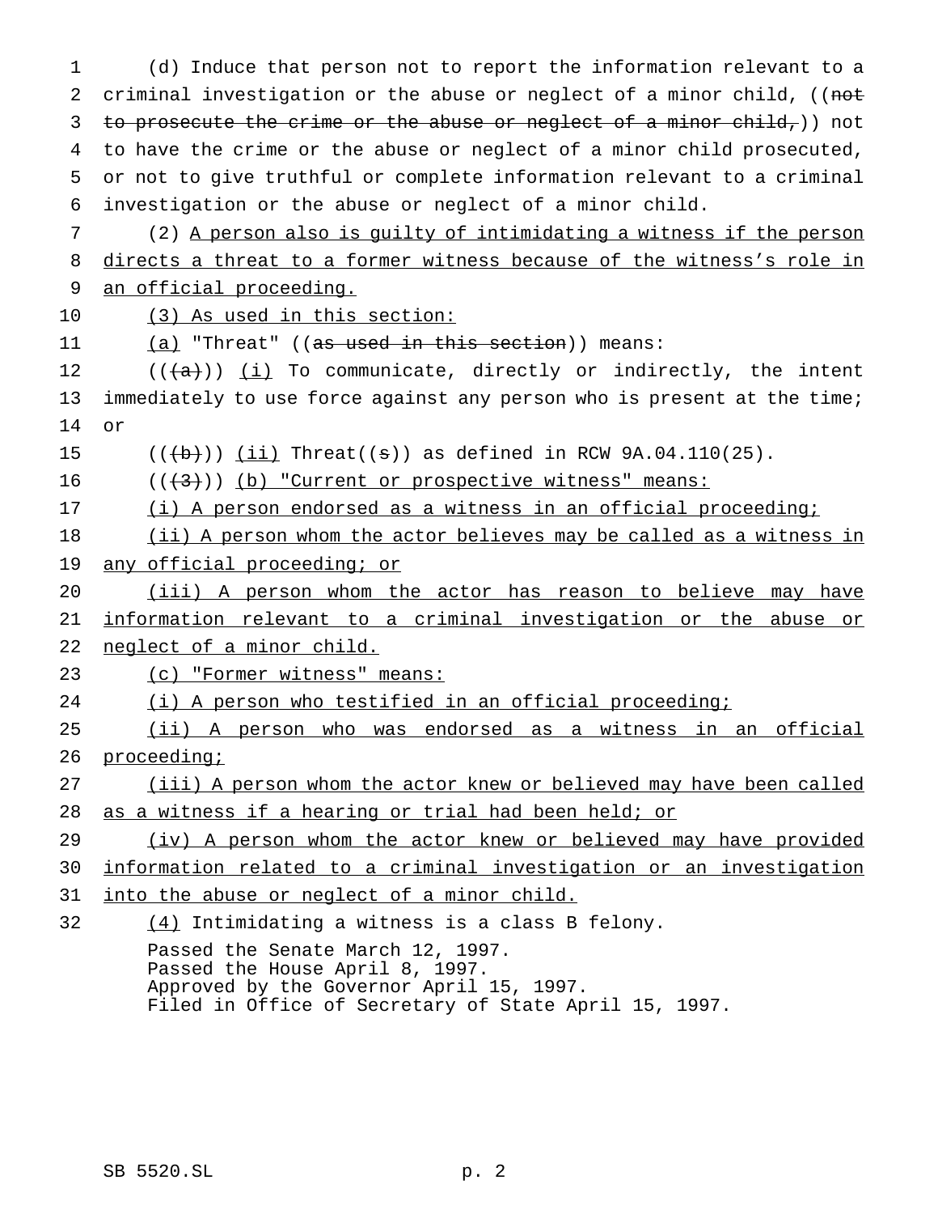(d) Induce that person not to report the information relevant to a criminal investigation or the abuse or neglect of a minor child, ((~~not to prosecute the crime or the abuse or neglect of a minor child,~~)) not to have the crime or the abuse or neglect of a minor child prosecuted, or not to give truthful or complete information relevant to a criminal investigation or the abuse or neglect of a minor child.

(2) <u>A person also is guilty of intimidating a witness if the person directs a threat to a former witness because of the witness's role in an official proceeding.</u>

<u>(3) As used in this section:</u>

<u>(a)</u> "Threat" ((~~as used in this section~~)) means:

((~~(a)~~)) <u>(i)</u> To communicate, directly or indirectly, the intent immediately to use force against any person who is present at the time; or

((~~(b)~~)) <u>(ii)</u> Threat((~~s~~)) as defined in RCW 9A.04.110(25).

((~~(3)~~)) <u>(b) "Current or prospective witness" means:</u>

<u>(i) A person endorsed as a witness in an official proceeding;</u>

<u>(ii) A person whom the actor believes may be called as a witness in any official proceeding; or</u>

<u>(iii) A person whom the actor has reason to believe may have information relevant to a criminal investigation or the abuse or neglect of a minor child.</u>

<u>(c) "Former witness" means:</u>

<u>(i) A person who testified in an official proceeding;</u>

<u>(ii) A person who was endorsed as a witness in an official proceeding;</u>

<u>(iii) A person whom the actor knew or believed may have been called as a witness if a hearing or trial had been held; or</u>

<u>(iv) A person whom the actor knew or believed may have provided information related to a criminal investigation or an investigation into the abuse or neglect of a minor child.</u>

<u>(4)</u> Intimidating a witness is a class B felony.

Passed the Senate March 12, 1997.
Passed the House April 8, 1997.
Approved by the Governor April 15, 1997.
Filed in Office of Secretary of State April 15, 1997.